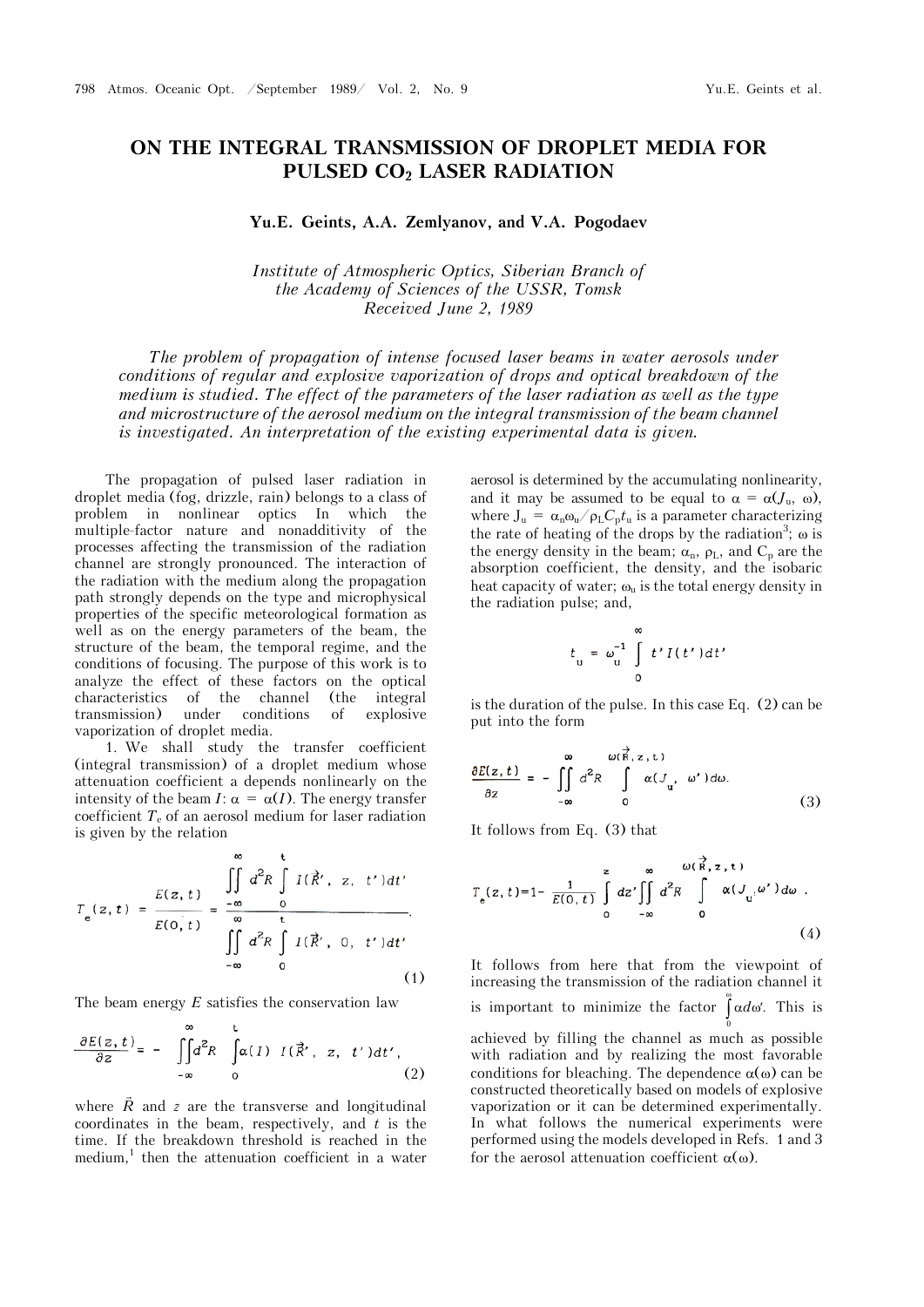# ON THE INTEGRAL TRANSMISSION OF DROPLET MEDIA FOR PULSED $CO_2$ LASER RADIATION

**Yu.E. Geints, A.A. Zemlyanov, and V.A. Pogodaev**

*Institute of Atmospheric Optics, Siberian Branch of the Academy of Sciences of the USSR, Tomsk*
*Received June 2, 1989*

*The problem of propagation of intense focused laser beams in water aerosols under conditions of regular and explosive vaporization of drops and optical breakdown of the medium is studied. The effect of the parameters of the laser radiation as well as the type and microstructure of the aerosol medium on the integral transmission of the beam channel is investigated. An interpretation of the existing experimental data is given.*

The propagation of pulsed laser radiation in droplet media (fog, drizzle, rain) belongs to a class of problem in nonlinear optics In which the multiple-factor nature and nonadditivity of the processes affecting the transmission of the radiation channel are strongly pronounced. The interaction of the radiation with the medium along the propagation path strongly depends on the type and microphysical properties of the specific meteorological formation as well as on the energy parameters of the beam, the structure of the beam, the temporal regime, and the conditions of focusing. The purpose of this work is to analyze the effect of these factors on the optical characteristics of the channel (the integral transmission) under conditions of explosive vaporization of droplet media.

1. We shall study the transfer coefficient (integral transmission) of a droplet medium whose attenuation coefficient a depends nonlinearly on the intensity of the beam $I$: $\alpha = \alpha(I)$. The energy transfer coefficient $T_e$ of an aerosol medium for laser radiation is given by the relation

$$T_e(z,t) = \frac{E(z,t)}{E(0,t)} = \frac{\displaystyle\iint\limits_{-\infty}^{\infty} d^2R \int\limits_0^t I(\vec{R}', z, t')dt'}{\displaystyle\iint\limits_{-\infty}^{\infty} d^2R \int\limits_0^t I(\vec{R}', 0, t')dt'}. \tag{1}$$

The beam energy $E$ satisfies the conservation law

$$\frac{\partial E(z,t)}{\partial z} = -\iint\limits_{-\infty}^{\infty} d^2R \int\limits_0^t \alpha(I)\, I(\vec{R}', z, t')dt', \tag{2}$$

where $\vec{R}$ and $z$ are the transverse and longitudinal coordinates in the beam, respectively, and $t$ is the time. If the breakdown threshold is reached in the medium,[1] then the attenuation coefficient in a water aerosol is determined by the accumulating nonlinearity, and it may be assumed to be equal to $\alpha = \alpha(J_u, \omega)$, where $J_u = \alpha_n\omega_u/\rho_L C_p t_u$ is a parameter characterizing the rate of heating of the drops by the radiation[3]; $\omega$ is the energy density in the beam; $\alpha_n$, $\rho_L$, and $C_p$ are the absorption coefficient, the density, and the isobaric heat capacity of water; $\omega_u$ is the total energy density in the radiation pulse; and,

$$t_u = \omega_u^{-1} \int\limits_0^\infty t' I(t')dt'$$

is the duration of the pulse. In this case Eq. (2) can be put into the form

$$\frac{\partial E(z,t)}{\partial z} = -\iint\limits_{-\infty}^{\infty} d^2R \int\limits_0^{\omega(\vec{R},z,t)} \alpha(J_u, \omega')d\omega. \tag{3}$$

It follows from Eq. (3) that

$$T_e(z,t) = 1 - \frac{1}{E(0,t)} \int\limits_0^z dz' \iint\limits_{-\infty}^{\infty} d^2R \int\limits_0^{\omega(\vec{R},z,t)} \alpha(J_u, \omega')d\omega. \tag{4}$$

It follows from here that from the viewpoint of increasing the transmission of the radiation channel it is important to minimize the factor $\int\limits_0^\omega \alpha d\omega'$. This is achieved by filling the channel as much as possible with radiation and by realizing the most favorable conditions for bleaching. The dependence $\alpha(\omega)$ can be constructed theoretically based on models of explosive vaporization or it can be determined experimentally. In what follows the numerical experiments were performed using the models developed in Refs. 1 and 3 for the aerosol attenuation coefficient $\alpha(\omega)$.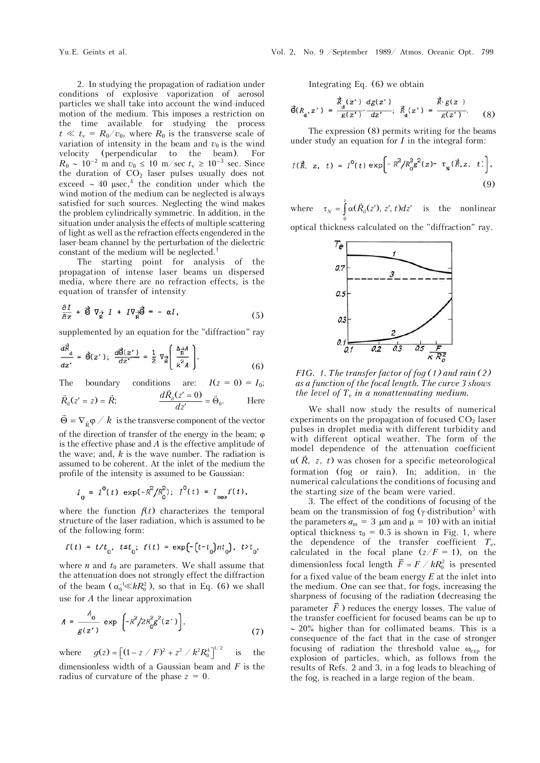2. In studying the propagation of radiation under conditions of explosive vaporization of aerosol particles we shall take into account the wind-induced motion of the medium. This imposes a restriction on the time available for studying the process $t \ll t_v = R_0/v_0$, where $R_0$ is the transverse scale of variation of intensity in the beam and $v_0$ is the wind velocity (perpendicular to the beam). For $R_0 \sim 10^{-2}$ m and $v_0 \le 10$ m/sec $t_v \ge 10^{-3}$ sec. Since the duration of $CO_2$ laser pulses usually does not exceed $\sim 40$ μsec,[4] the condition under which the wind motion of the medium can be neglected is always satisfied for such sources. Neglecting the wind makes the problem cylindrically symmetric. In addition, in the situation under analysis the effects of multiple scattering of light as well as the refraction effects engendered in the laser-beam channel by the perturbation of the dielectric constant of the medium will be neglected.[1]

The starting point for analysis of the propagation of intense laser beams un dispersed media, where there are no refraction effects, is the equation of transfer of intensity

$$\frac{\partial I}{\partial z} + \vec{\Theta}\,\nabla_{\vec{R}} I + I\nabla_{\vec{R}}\vec{\Theta} = -\alpha I, \tag{5}$$

supplemented by an equation for the "diffraction" ray

$$\frac{d\vec{R}_d}{dz'} = \vec{\Theta}(z'); \quad \frac{d\vec{\Theta}(z')}{dz'} = \frac{1}{2}\nabla_{\vec{R}}\left[\frac{\Delta_{\vec{R}} A}{k^2 A}\right]. \tag{6}$$

The boundary conditions are: $I(z=0) = I_0$; $\vec{R}_d(z'=z) = \vec{R}$; $\dfrac{d\vec{R}_d(z'=0)}{dz'} = \vec{\Theta}_0$. Here $\vec{\Theta} = \nabla_{\vec{R}}\varphi / k$ is the transverse component of the vector of the direction of transfer of the energy in the beam; $\varphi$ is the effective phase and $A$ is the effective amplitude of the wave; and, $k$ is the wave number. The radiation is assumed to be coherent. At the inlet of the medium the profile of the intensity is assumed to be Gaussian:

$$I_0 = I^0(t)\exp(-R^2/R_0^2); \quad I^0(t) = I_{max} f(t),$$

where the function $f(t)$ characterizes the temporal structure of the laser radiation, which is assumed to be of the following form:

$$f(t) = t/t_0, \quad t \le t_0; \quad f(t) = \exp\left(-(t-t_0)nt_0\right), \quad t > t_0,$$

where $n$ and $t_0$ are parameters. We shall assume that the attenuation does not strongly effect the diffraction of the beam ($\alpha_0^{-1} \ll kR_0^2$), so that in Eq. (6) we shall use for $A$ the linear approximation

$$A = \frac{A_0}{g(z')}\exp\left[-R^2/2R_0^2 g^2(z')\right], \tag{7}$$

where $g(z) = \left[(1 - z/F)^2 + z^2/k^2R_0^4\right]^{1/2}$ is the dimensionless width of a Gaussian beam and $F$ is the radius of curvature of the phase $z = 0$.

Integrating Eq. (6) we obtain

$$\vec{\Theta}(R_d, z') = \frac{\vec{R}_d(z')}{g(z')}\cdot\frac{dg(z')}{dz'}; \quad \vec{R}_d(z') = \frac{\vec{R}\cdot g(z)}{g(z')}. \tag{8}$$

The expression (8) permits writing for the beams under study an equation for $I$ in the integral form:

$$I(\vec{R}, z, t) = I^0(t)\exp\left[-R^2/R_0^2 g^2(z) - \tau_N(\vec{R}, z, t)\right], \tag{9}$$

where $\tau_N = \int_0^z \alpha(\vec{R}_d(z'), z', t)dz'$ is the nonlinear optical thickness calculated on the "diffraction" ray.

*FIG. 1. The transfer factor of fog (1) and rain (2) as a function of the focal length. The curve 3 shows the level of $T_e$ in a nonattenuating medium.*

We shall now study the results of numerical experiments on the propagation of focused $CO_2$ laser pulses in droplet media with different turbidity and with different optical weather. The form of the model dependence of the attenuation coefficient $\alpha(\vec{R}, z, t)$ was chosen for a specific meteorological formation (fog or rain). In; addition, in the numerical calculations the conditions of focusing and the starting size of the beam were varied.

3. The effect of the conditions of focusing of the beam on the transmission of fog (γ-distribution[5] with the parameters $a_m = 3$ μm and $\mu = 10$) with an initial optical thickness $\tau_0 = 0.5$ is shown in Fig. 1, where the dependence of the transfer coefficient $T_e$, calculated in the focal plane ($z/F = 1$), on the dimensionless focal length $\bar{F} = F/kR_0^2$ is presented for a fixed value of the beam energy $E$ at the inlet into the medium. One can see that, for fogs, increasing the sharpness of focusing of the radiation (decreasing the parameter $\bar{F}$) reduces the energy losses. The value of the transfer coefficient for focused beams can be up to $\sim 20\%$ higher than for collimated beams. This is a consequence of the fact that in the case of stronger focusing of radiation the threshold value $\omega_{exp}$ for explosion of particles, which, as follows from the results of Refs. 2 and 3, in a fog leads to bleaching of the fog, is reached in a large region of the beam.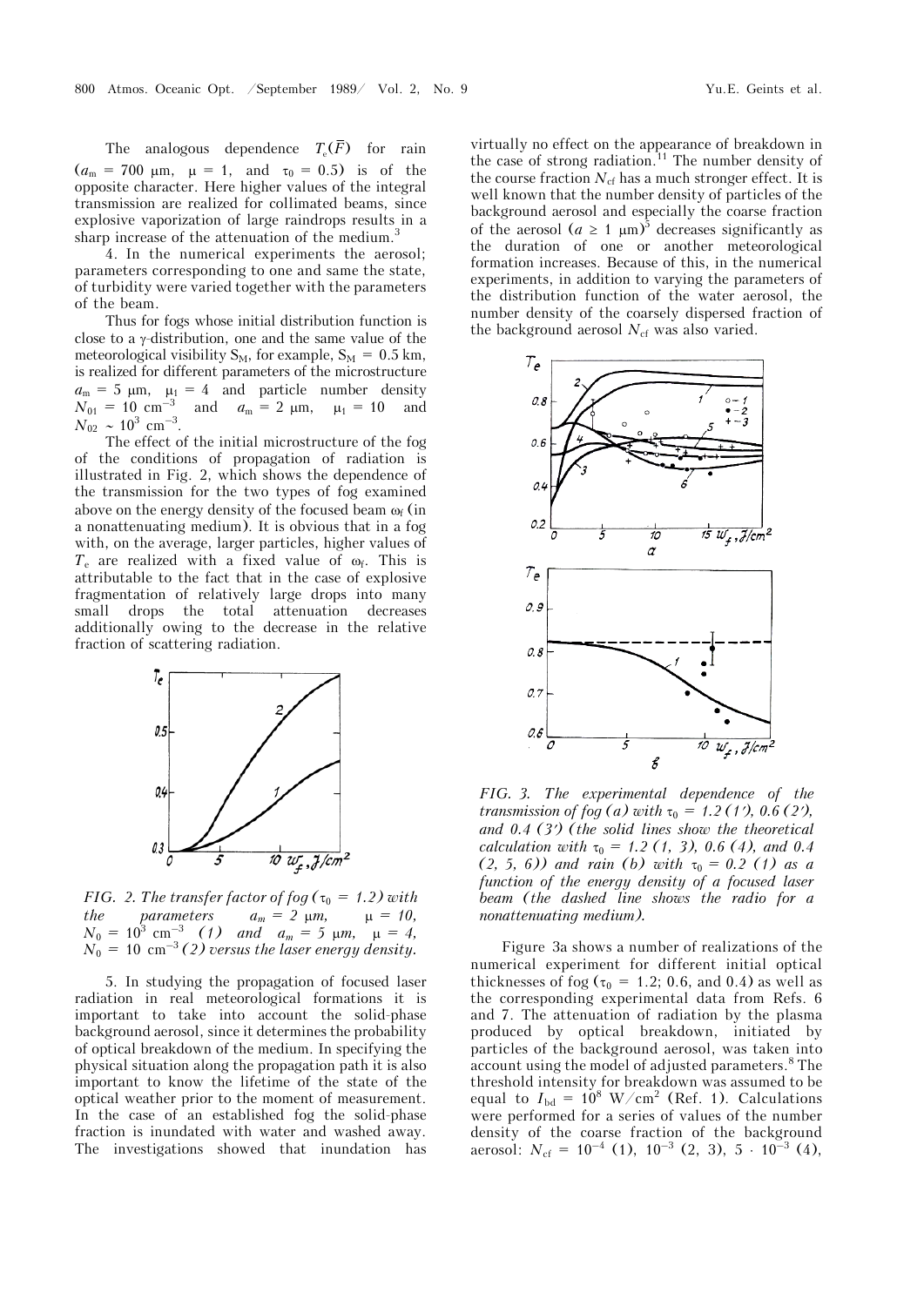The analogous dependence $T_e(\bar{F})$ for rain ($a_m$ = 700 μm, μ = 1, and $\tau_0$ = 0.5) is of the opposite character. Here higher values of the integral transmission are realized for collimated beams, since explosive vaporization of large raindrops results in a sharp increase of the attenuation of the medium.[3]

4. In the numerical experiments the aerosol; parameters corresponding to one and same the state, of turbidity were varied together with the parameters of the beam.

Thus for fogs whose initial distribution function is close to a γ-distribution, one and the same value of the meteorological visibility $S_M$, for example, $S_M$ = 0.5 km, is realized for different parameters of the microstructure $a_m$ = 5 μm, $\mu_1$ = 4 and particle number density $N_{01}$ = 10 cm$^{-3}$ and $a_m$ = 2 μm, $\mu_1$ = 10 and $N_{02}$ ~ 10$^3$ cm$^{-3}$.

The effect of the initial microstructure of the fog of the conditions of propagation of radiation is illustrated in Fig. 2, which shows the dependence of the transmission for the two types of fog examined above on the energy density of the focused beam $\omega_f$ (in a nonattenuating medium). It is obvious that in a fog with, on the average, larger particles, higher values of $T_e$ are realized with a fixed value of $\omega_f$. This is attributable to the fact that in the case of explosive fragmentation of relatively large drops into many small drops the total attenuation decreases additionally owing to the decrease in the relative fraction of scattering radiation.

*FIG. 2. The transfer factor of fog ($\tau_0$ = 1.2) with the parameters $a_m$ = 2 μm, μ = 10, $N_0$ = 10$^3$ cm$^{-3}$ (1) and $a_m$ = 5 μm, μ = 4, $N_0$ = 10 cm$^{-3}$ (2) versus the laser energy density.*

5. In studying the propagation of focused laser radiation in real meteorological formations it is important to take into account the solid-phase background aerosol, since it determines the probability of optical breakdown of the medium. In specifying the physical situation along the propagation path it is also important to know the lifetime of the state of the optical weather prior to the moment of measurement. In the case of an established fog the solid-phase fraction is inundated with water and washed away. The investigations showed that inundation has virtually no effect on the appearance of breakdown in the case of strong radiation.[11] The number density of the course fraction $N_{cf}$ has a much stronger effect. It is well known that the number density of particles of the background aerosol and especially the coarse fraction of the aerosol ($a \geq 1$ μm)[5] decreases significantly as the duration of one or another meteorological formation increases. Because of this, in the numerical experiments, in addition to varying the parameters of the distribution function of the water aerosol, the number density of the coarsely dispersed fraction of the background aerosol $N_{cf}$ was also varied.

*FIG. 3. The experimental dependence of the transmission of fog (a) with $\tau_0$ = 1.2 (1′), 0.6 (2′), and 0.4 (3′) (the solid lines show the theoretical calculation with $\tau_0$ = 1.2 (1, 3), 0.6 (4), and 0.4 (2, 5, 6)) and rain (b) with $\tau_0$ = 0.2 (1) as a function of the energy density of a focused laser beam (the dashed line shows the radio for a nonattenuating medium).*

Figure 3a shows a number of realizations of the numerical experiment for different initial optical thicknesses of fog ($\tau_0$ = 1.2; 0.6, and 0.4) as well as the corresponding experimental data from Refs. 6 and 7. The attenuation of radiation by the plasma produced by optical breakdown, initiated by particles of the background aerosol, was taken into account using the model of adjusted parameters.[8] The threshold intensity for breakdown was assumed to be equal to $I_{bd}$ = 10$^8$ W/cm$^2$ (Ref. 1). Calculations were performed for a series of values of the number density of the coarse fraction of the background aerosol: $N_{cf}$ = 10$^{-4}$ (1), 10$^{-3}$ (2, 3), 5 · 10$^{-3}$ (4),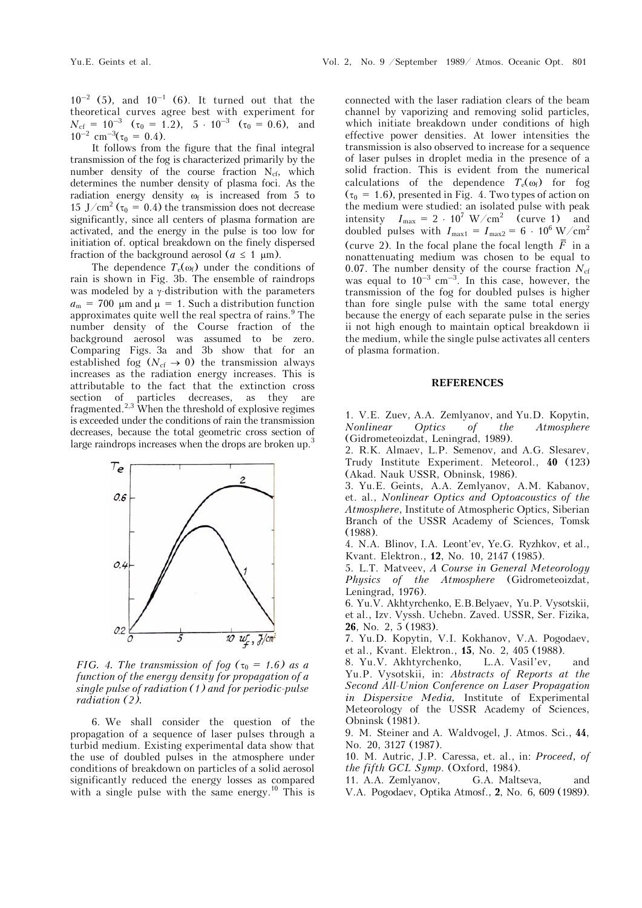$10^{-2}$ (5), and $10^{-1}$ (6). It turned out that the theoretical curves agree best with experiment for $N_{cf} = 10^{-3}$ ($\tau_0 = 1.2$), $5 \cdot 10^{-3}$ ($\tau_0 = 0.6$), and $10^{-2}$ cm$^{-3}$($\tau_0 = 0.4$).

It follows from the figure that the final integral transmission of the fog is characterized primarily by the number density of the course fraction $N_{cf}$, which determines the number density of plasma foci. As the radiation energy density $\omega_f$ is increased from 5 to 15 J/cm$^2$ ($\tau_0 = 0.4$) the transmission does not decrease significantly, since all centers of plasma formation are activated, and the energy in the pulse is too low for initiation of. optical breakdown on the finely dispersed fraction of the background aerosol ($a \le 1$ μm).

The dependence $T_e(\omega_f)$ under the conditions of rain is shown in Fig. 3b. The ensemble of raindrops was modeled by a γ-distribution with the parameters $a_m = 700$ μm and $\mu = 1$. Such a distribution function approximates quite well the real spectra of rains.[9] The number density of the Course fraction of the background aerosol was assumed to be zero. Comparing Figs. 3a and 3b show that for an established fog ($N_{cf} \to 0$) the transmission always increases as the radiation energy increases. This is attributable to the fact that the extinction cross section of particles decreases, as they are fragmented.[2,3] When the threshold of explosive regimes is exceeded under the conditions of rain the transmission decreases, because the total geometric cross section of large raindrops increases when the drops are broken up.[3]

$T_e$
0.6
0.4
0.2
0
5
10 $w_f$, J/cm$^2$
2
1

*FIG. 4. The transmission of fog ($\tau_0 = 1.6$) as a function of the energy density for propagation of a single pulse of radiation (1) and for periodic-pulse radiation (2).*

6. We shall consider the question of the propagation of a sequence of laser pulses through a turbid medium. Existing experimental data show that the use of doubled pulses in the atmosphere under conditions of breakdown on particles of a solid aerosol significantly reduced the energy losses as compared with a single pulse with the same energy.[10] This is connected with the laser radiation clears of the beam channel by vaporizing and removing solid particles, which initiate breakdown under conditions of high effective power densities. At lower intensities the transmission is also observed to increase for a sequence of laser pulses in droplet media in the presence of a solid fraction. This is evident from the numerical calculations of the dependence $T_e(\omega_f)$ for fog ($\tau_0 = 1.6$), presented in Fig. 4. Two types of action on the medium were studied: an isolated pulse with peak intensity $I_{max} = 2 \cdot 10^7$ W/cm$^2$ (curve 1) and doubled pulses with $I_{max1} = I_{max2} = 6 \cdot 10^6$ W/cm$^2$ (curve 2). In the focal plane the focal length $\bar{F}$ in a nonattenuating medium was chosen to be equal to 0.07. The number density of the course fraction $N_{cf}$ was equal to $10^{-3}$ cm$^{-3}$. In this case, however, the transmission of the fog for doubled pulses is higher than fore single pulse with the same total energy because the energy of each separate pulse in the series ii not high enough to maintain optical breakdown ii the medium, while the single pulse activates all centers of plasma formation.

## REFERENCES

1. V.E. Zuev, A.A. Zemlyanov, and Yu.D. Kopytin, *Nonlinear Optics of the Atmosphere* (Gidrometeoizdat, Leningrad, 1989).
2. R.K. Almaev, L.P. Semenov, and A.G. Slesarev, Trudy Institute Experiment. Meteorol., **40** (123) (Akad. Nauk USSR, Obninsk, 1986).
3. Yu.E. Geints, A.A. Zemlyanov, A.M. Kabanov, et. al., *Nonlinear Optics and Optoacoustics of the Atmosphere*, Institute of Atmospheric Optics, Siberian Branch of the USSR Academy of Sciences, Tomsk (1988).
4. N.A. Blinov, I.A. Leont'ev, Ye.G. Ryzhkov, et al., Kvant. Elektron., **12**, No. 10, 2147 (1985).
5. L.T. Matveev, *A Course in General Meteorology Physics of the Atmosphere* (Gidrometeoizdat, Leningrad, 1976).
6. Yu.V. Akhtyrchenko, E.B.Belyaev, Yu.P. Vysotskii, et al., Izv. Vyssh. Uchebn. Zaved. USSR, Ser. Fizika, **26**, No. 2, 5 (1983).
7. Yu.D. Kopytin, V.I. Kokhanov, V.A. Pogodaev, et al., Kvant. Elektron., **15**, No. 2, 405 (1988).
8. Yu.V. Akhtyrchenko, L.A. Vasil'ev, and Yu.P. Vysotskii, in: *Abstracts of Reports at the Second All-Union Conference on Laser Propagation in Dispersive Media,* Institute of Experimental Meteorology of the USSR Academy of Sciences, Obninsk (1981).
9. M. Steiner and A. Waldvogel, J. Atmos. Sci., **44**, No. 20, 3127 (1987).
10. M. Autric, J.P. Caressa, et. al., in: *Proceed, of the fifth GCL Symp.* (Oxford, 1984).
11. A.A. Zemlyanov, G.A. Maltseva, and V.A. Pogodaev, Optika Atmosf., **2**, No. 6, 609 (1989).